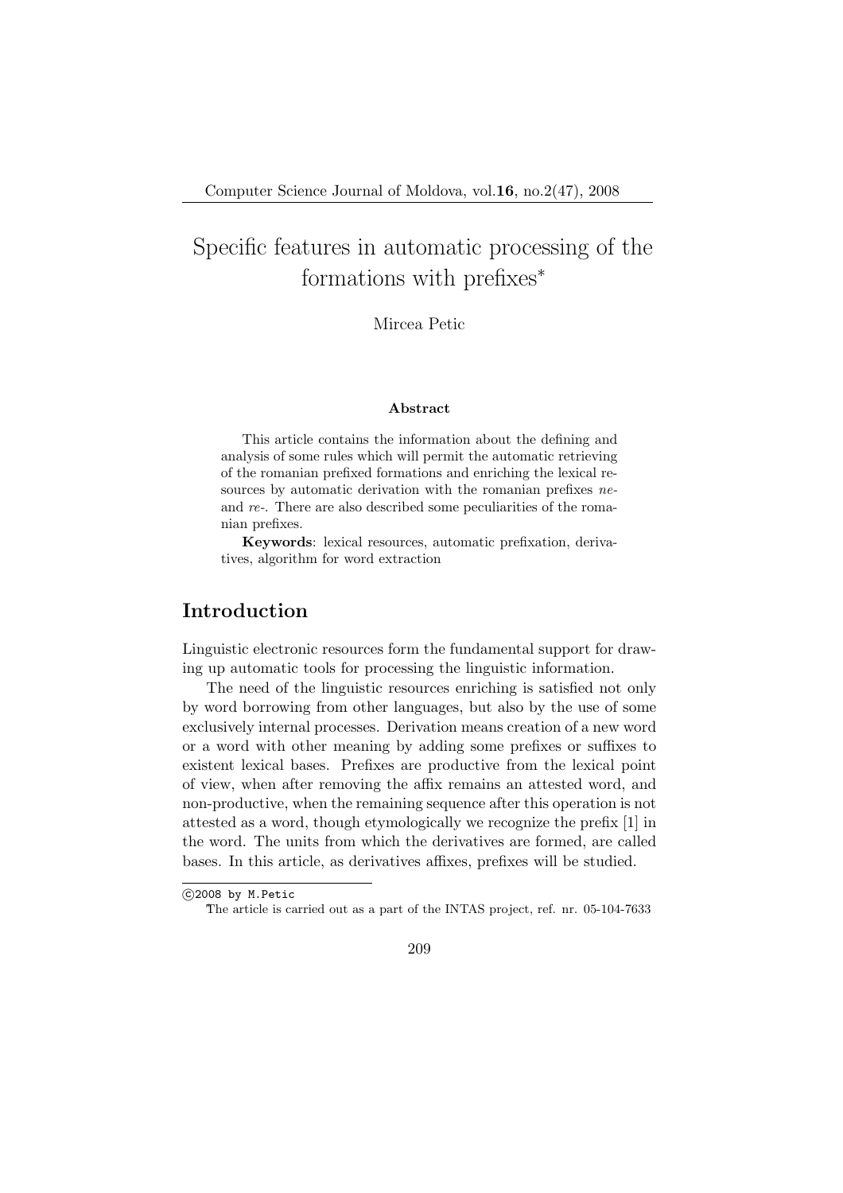# Specific features in automatic processing of the formations with prefixes*

Mircea Petic

**Abstract**

This article contains the information about the defining and analysis of some rules which will permit the automatic retrieving of the romanian prefixed formations and enriching the lexical resources by automatic derivation with the romanian prefixes *ne-* and *re-*. There are also described some peculiarities of the romanian prefixes.

**Keywords**: lexical resources, automatic prefixation, derivatives, algorithm for word extraction

## Introduction

Linguistic electronic resources form the fundamental support for drawing up automatic tools for processing the linguistic information.

The need of the linguistic resources enriching is satisfied not only by word borrowing from other languages, but also by the use of some exclusively internal processes. Derivation means creation of a new word or a word with other meaning by adding some prefixes or suffixes to existent lexical bases. Prefixes are productive from the lexical point of view, when after removing the affix remains an attested word, and non-productive, when the remaining sequence after this operation is not attested as a word, though etymologically we recognize the prefix [1] in the word. The units from which the derivatives are formed, are called bases. In this article, as derivatives affixes, prefixes will be studied.

---

©2008 by M.Petic

*The article is carried out as a part of the INTAS project, ref. nr. 05-104-7633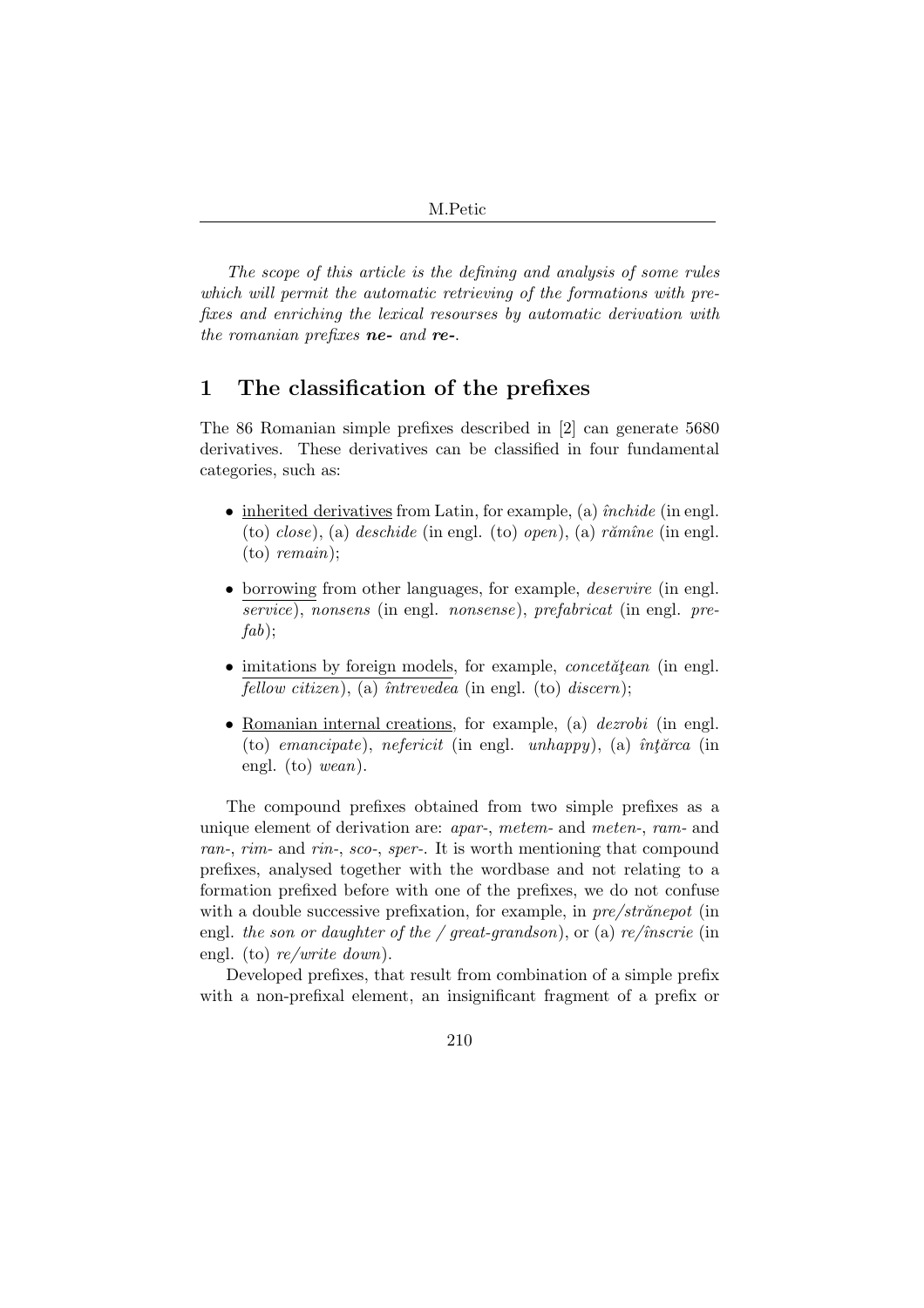*The scope of this article is the defining and analysis of some rules which will permit the automatic retrieving of the formations with prefixes and enriching the lexical resourses by automatic derivation with the romanian prefixes **ne-** and **re-**.*

## 1 The classification of the prefixes

The 86 Romanian simple prefixes described in [2] can generate 5680 derivatives. These derivatives can be classified in four fundamental categories, such as:

- inherited derivatives from Latin, for example, (a) *închide* (in engl. (to) *close*), (a) *deschide* (in engl. (to) *open*), (a) *rămîne* (in engl. (to) *remain*);
- borrowing from other languages, for example, *deservire* (in engl. *service*), *nonsens* (in engl. *nonsense*), *prefabricat* (in engl. *prefab*);
- imitations by foreign models, for example, *concetăţean* (in engl. *fellow citizen*), (a) *întrevedea* (in engl. (to) *discern*);
- Romanian internal creations, for example, (a) *dezrobi* (in engl. (to) *emancipate*), *nefericit* (in engl. *unhappy*), (a) *înţărca* (in engl. (to) *wean*).

The compound prefixes obtained from two simple prefixes as a unique element of derivation are: *apar-*, *metem-* and *meten-*, *ram-* and *ran-*, *rim-* and *rin-*, *sco-*, *sper-*. It is worth mentioning that compound prefixes, analysed together with the wordbase and not relating to a formation prefixed before with one of the prefixes, we do not confuse with a double successive prefixation, for example, in *pre/strănepot* (in engl. *the son or daughter of the / great-grandson*), or (a) *re/înscrie* (in engl. (to) *re/write down*).

Developed prefixes, that result from combination of a simple prefix with a non-prefixal element, an insignificant fragment of a prefix or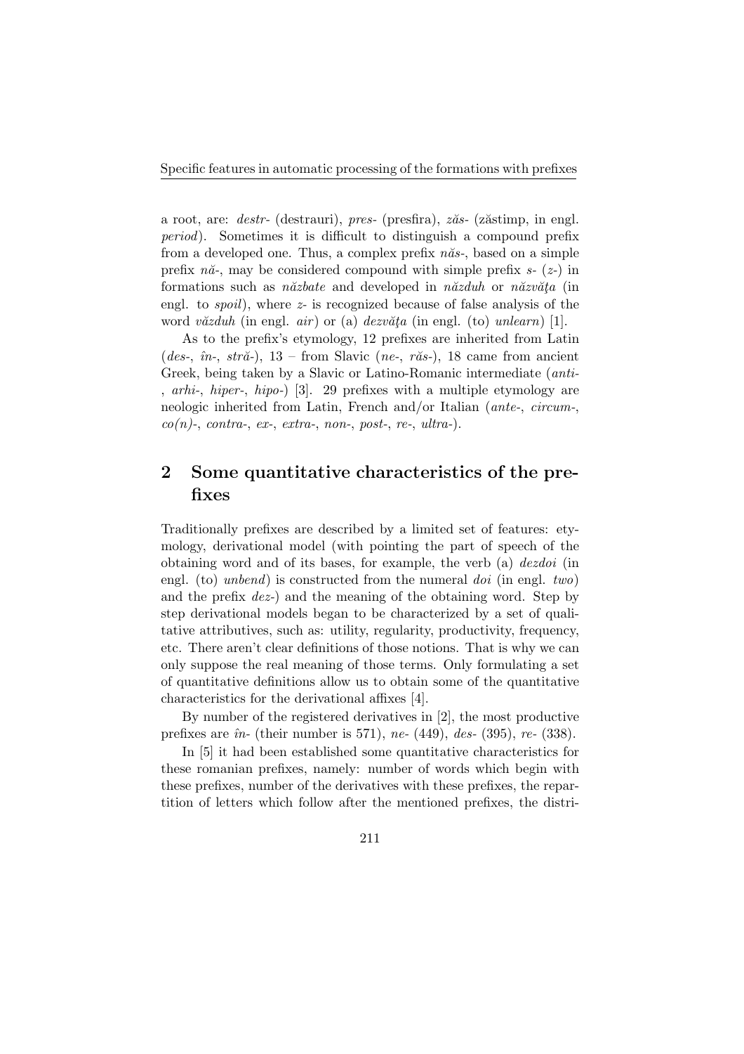a root, are: *destr-* (destrauri), *pres-* (presfira), *zăs-* (zăstimp, in engl. *period*). Sometimes it is difficult to distinguish a compound prefix from a developed one. Thus, a complex prefix *năs-*, based on a simple prefix *nă-*, may be considered compound with simple prefix *s-* (*z-*) in formations such as *năzbate* and developed in *năzduh* or *năzvăţa* (in engl. to *spoil*), where *z-* is recognized because of false analysis of the word *văzduh* (in engl. *air*) or (a) *dezvăţa* (in engl. (to) *unlearn*) [1].

As to the prefix's etymology, 12 prefixes are inherited from Latin (*des-*, *în-*, *stră-*), 13 – from Slavic (*ne-*, *răs-*), 18 came from ancient Greek, being taken by a Slavic or Latino-Romanic intermediate (*anti-*, *arhi-*, *hiper-*, *hipo-*) [3]. 29 prefixes with a multiple etymology are neologic inherited from Latin, French and/or Italian (*ante-*, *circum-*, *co(n)-*, *contra-*, *ex-*, *extra-*, *non-*, *post-*, *re-*, *ultra-*).

## 2 Some quantitative characteristics of the prefixes

Traditionally prefixes are described by a limited set of features: etymology, derivational model (with pointing the part of speech of the obtaining word and of its bases, for example, the verb (a) *dezdoi* (in engl. (to) *unbend*) is constructed from the numeral *doi* (in engl. *two*) and the prefix *dez-*) and the meaning of the obtaining word. Step by step derivational models began to be characterized by a set of qualitative attributives, such as: utility, regularity, productivity, frequency, etc. There aren't clear definitions of those notions. That is why we can only suppose the real meaning of those terms. Only formulating a set of quantitative definitions allow us to obtain some of the quantitative characteristics for the derivational affixes [4].

By number of the registered derivatives in [2], the most productive prefixes are *în-* (their number is 571), *ne-* (449), *des-* (395), *re-* (338).

In [5] it had been established some quantitative characteristics for these romanian prefixes, namely: number of words which begin with these prefixes, number of the derivatives with these prefixes, the repartition of letters which follow after the mentioned prefixes, the distri-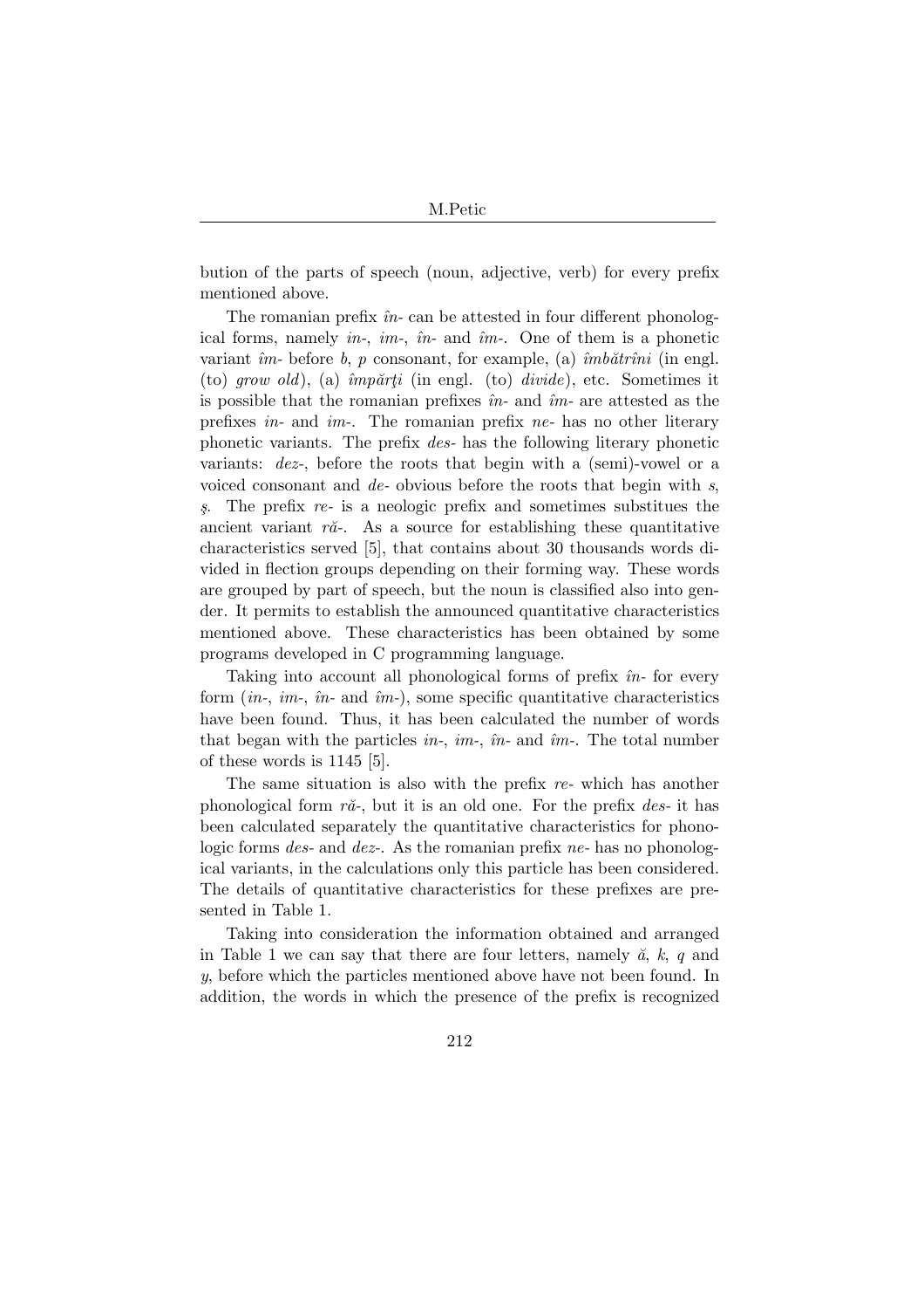bution of the parts of speech (noun, adjective, verb) for every prefix mentioned above.

The romanian prefix *în-* can be attested in four different phonological forms, namely *in-*, *im-*, *în-* and *îm-*. One of them is a phonetic variant *îm-* before *b*, *p* consonant, for example, (a) *îmbătrîni* (in engl. (to) *grow old*), (a) *împărţi* (in engl. (to) *divide*), etc. Sometimes it is possible that the romanian prefixes *în-* and *îm-* are attested as the prefixes *in-* and *im-*. The romanian prefix *ne-* has no other literary phonetic variants. The prefix *des-* has the following literary phonetic variants: *dez-*, before the roots that begin with a (semi)-vowel or a voiced consonant and *de-* obvious before the roots that begin with *s*, *ş*. The prefix *re-* is a neologic prefix and sometimes substitues the ancient variant *ră-*. As a source for establishing these quantitative characteristics served [5], that contains about 30 thousands words divided in flection groups depending on their forming way. These words are grouped by part of speech, but the noun is classified also into gender. It permits to establish the announced quantitative characteristics mentioned above. These characteristics has been obtained by some programs developed in C programming language.

Taking into account all phonological forms of prefix *în-* for every form (*in-*, *im-*, *în-* and *îm-*), some specific quantitative characteristics have been found. Thus, it has been calculated the number of words that began with the particles *in-*, *im-*, *în-* and *îm-*. The total number of these words is 1145 [5].

The same situation is also with the prefix *re-* which has another phonological form *ră-*, but it is an old one. For the prefix *des-* it has been calculated separately the quantitative characteristics for phonologic forms *des-* and *dez-*. As the romanian prefix *ne-* has no phonological variants, in the calculations only this particle has been considered. The details of quantitative characteristics for these prefixes are presented in Table 1.

Taking into consideration the information obtained and arranged in Table 1 we can say that there are four letters, namely *ă*, *k*, *q* and *y*, before which the particles mentioned above have not been found. In addition, the words in which the presence of the prefix is recognized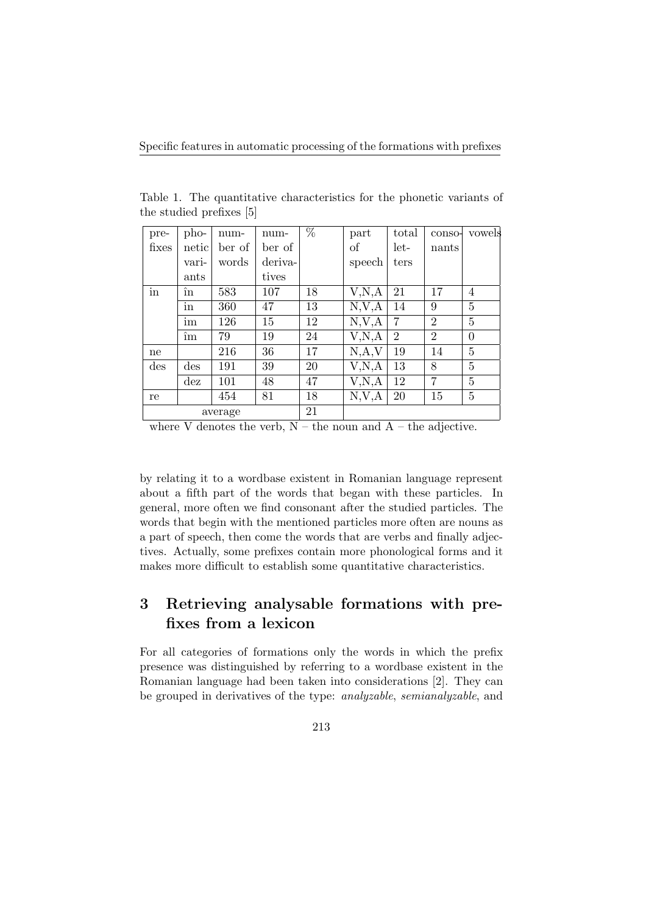Table 1. The quantitative characteristics for the phonetic variants of the studied prefixes [5]

| prefixes | phonetic variants | number of words | number of derivatives | % | part of speech | total letters | consonants | vowels |
|---|---|---|---|---|---|---|---|---|
| in | în | 583 | 107 | 18 | V,N,A | 21 | 17 | 4 |
| | in | 360 | 47 | 13 | N,V,A | 14 | 9 | 5 |
| | im | 126 | 15 | 12 | N,V,A | 7 | 2 | 5 |
| | îm | 79 | 19 | 24 | V,N,A | 2 | 2 | 0 |
| ne | | 216 | 36 | 17 | N,A,V | 19 | 14 | 5 |
| des | des | 191 | 39 | 20 | V,N,A | 13 | 8 | 5 |
| | dez | 101 | 48 | 47 | V,N,A | 12 | 7 | 5 |
| re | | 454 | 81 | 18 | N,V,A | 20 | 15 | 5 |
| average | | | | 21 | | | | |

where V denotes the verb, N – the noun and A – the adjective.

by relating it to a wordbase existent in Romanian language represent about a fifth part of the words that began with these particles. In general, more often we find consonant after the studied particles. The words that begin with the mentioned particles more often are nouns as a part of speech, then come the words that are verbs and finally adjectives. Actually, some prefixes contain more phonological forms and it makes more difficult to establish some quantitative characteristics.

## 3 Retrieving analysable formations with prefixes from a lexicon

For all categories of formations only the words in which the prefix presence was distinguished by referring to a wordbase existent in the Romanian language had been taken into considerations [2]. They can be grouped in derivatives of the type: *analyzable*, *semianalyzable*, and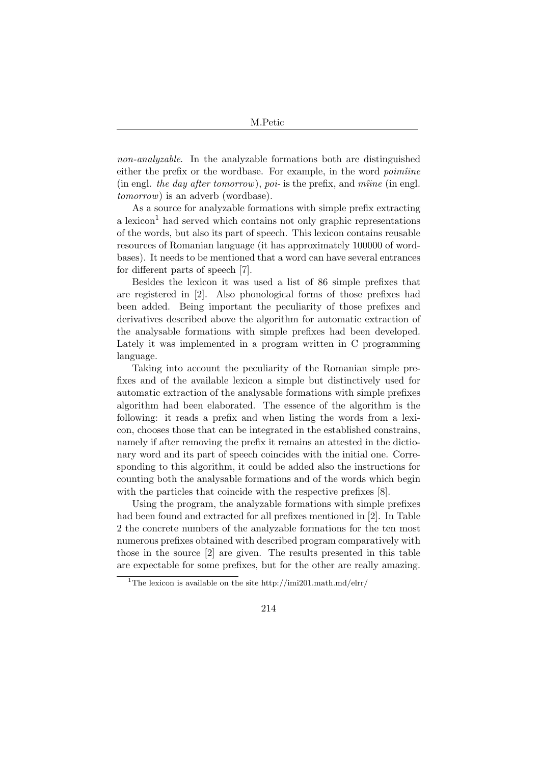*non-analyzable*. In the analyzable formations both are distinguished either the prefix or the wordbase. For example, in the word *poimîine* (in engl. *the day after tomorrow*), *poi-* is the prefix, and *mîine* (in engl. *tomorrow*) is an adverb (wordbase).

As a source for analyzable formations with simple prefix extracting a lexicon[1] had served which contains not only graphic representations of the words, but also its part of speech. This lexicon contains reusable resources of Romanian language (it has approximately 100000 of wordbases). It needs to be mentioned that a word can have several entrances for different parts of speech [7].

Besides the lexicon it was used a list of 86 simple prefixes that are registered in [2]. Also phonological forms of those prefixes had been added. Being important the peculiarity of those prefixes and derivatives described above the algorithm for automatic extraction of the analysable formations with simple prefixes had been developed. Lately it was implemented in a program written in C programming language.

Taking into account the peculiarity of the Romanian simple prefixes and of the available lexicon a simple but distinctively used for automatic extraction of the analysable formations with simple prefixes algorithm had been elaborated. The essence of the algorithm is the following: it reads a prefix and when listing the words from a lexicon, chooses those that can be integrated in the established constrains, namely if after removing the prefix it remains an attested in the dictionary word and its part of speech coincides with the initial one. Corresponding to this algorithm, it could be added also the instructions for counting both the analysable formations and of the words which begin with the particles that coincide with the respective prefixes [8].

Using the program, the analyzable formations with simple prefixes had been found and extracted for all prefixes mentioned in [2]. In Table 2 the concrete numbers of the analyzable formations for the ten most numerous prefixes obtained with described program comparatively with those in the source [2] are given. The results presented in this table are expectable for some prefixes, but for the other are really amazing.

[1] The lexicon is available on the site http://imi201.math.md/elrr/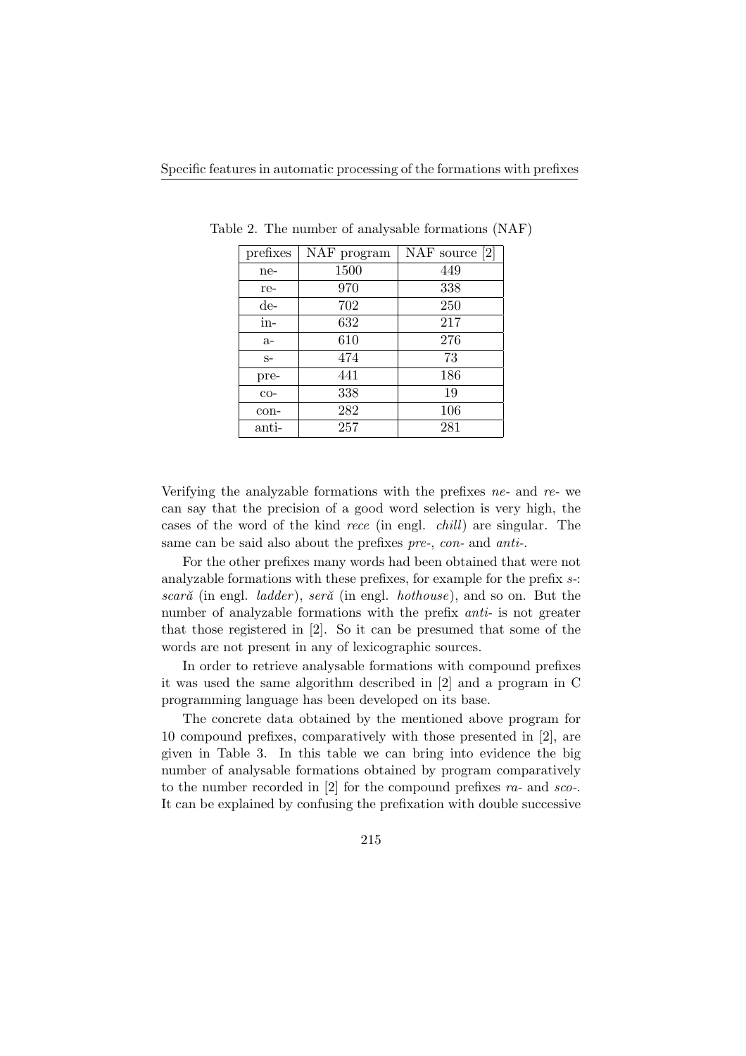Table 2. The number of analysable formations (NAF)

| prefixes | NAF program | NAF source [2] |
|---|---|---|
| ne- | 1500 | 449 |
| re- | 970 | 338 |
| de- | 702 | 250 |
| in- | 632 | 217 |
| a- | 610 | 276 |
| s- | 474 | 73 |
| pre- | 441 | 186 |
| co- | 338 | 19 |
| con- | 282 | 106 |
| anti- | 257 | 281 |

Verifying the analyzable formations with the prefixes *ne-* and *re-* we can say that the precision of a good word selection is very high, the cases of the word of the kind *rece* (in engl. *chill*) are singular. The same can be said also about the prefixes *pre-*, *con-* and *anti-*.

For the other prefixes many words had been obtained that were not analyzable formations with these prefixes, for example for the prefix *s-*: *scară* (in engl. *ladder*), *seră* (in engl. *hothouse*), and so on. But the number of analyzable formations with the prefix *anti-* is not greater that those registered in [2]. So it can be presumed that some of the words are not present in any of lexicographic sources.

In order to retrieve analysable formations with compound prefixes it was used the same algorithm described in [2] and a program in C programming language has been developed on its base.

The concrete data obtained by the mentioned above program for 10 compound prefixes, comparatively with those presented in [2], are given in Table 3. In this table we can bring into evidence the big number of analysable formations obtained by program comparatively to the number recorded in [2] for the compound prefixes *ra-* and *sco-*. It can be explained by confusing the prefixation with double successive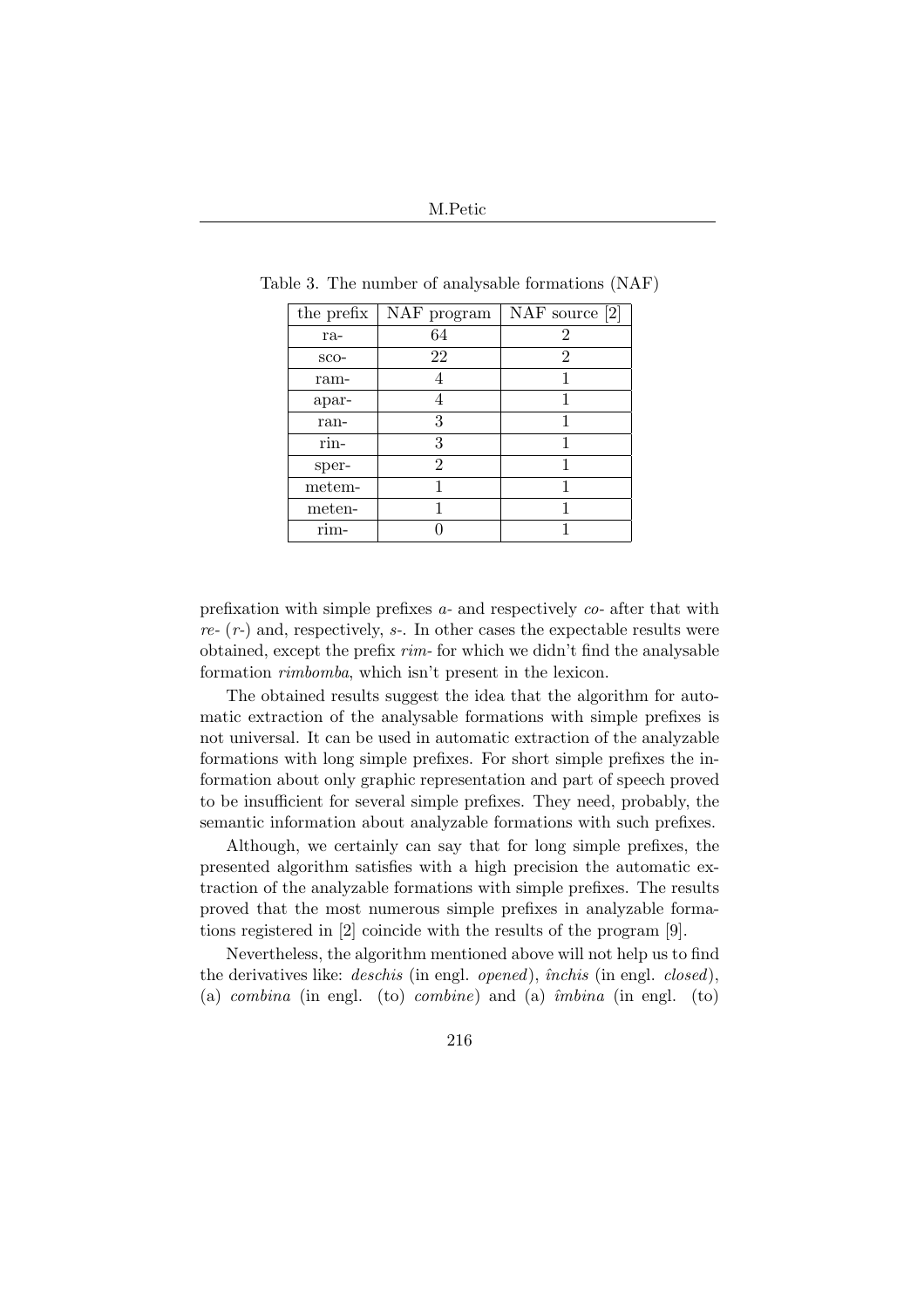Table 3. The number of analysable formations (NAF)

| the prefix | NAF program | NAF source [2] |
|---|---|---|
| ra- | 64 | 2 |
| sco- | 22 | 2 |
| ram- | 4 | 1 |
| apar- | 4 | 1 |
| ran- | 3 | 1 |
| rin- | 3 | 1 |
| sper- | 2 | 1 |
| metem- | 1 | 1 |
| meten- | 1 | 1 |
| rim- | 0 | 1 |

prefixation with simple prefixes *a-* and respectively *co-* after that with *re-* (*r-*) and, respectively, *s-*. In other cases the expectable results were obtained, except the prefix *rim-* for which we didn't find the analysable formation *rimbomba*, which isn't present in the lexicon.

The obtained results suggest the idea that the algorithm for automatic extraction of the analysable formations with simple prefixes is not universal. It can be used in automatic extraction of the analyzable formations with long simple prefixes. For short simple prefixes the information about only graphic representation and part of speech proved to be insufficient for several simple prefixes. They need, probably, the semantic information about analyzable formations with such prefixes.

Although, we certainly can say that for long simple prefixes, the presented algorithm satisfies with a high precision the automatic extraction of the analyzable formations with simple prefixes. The results proved that the most numerous simple prefixes in analyzable formations registered in [2] coincide with the results of the program [9].

Nevertheless, the algorithm mentioned above will not help us to find the derivatives like: *deschis* (in engl. *opened*), *închis* (in engl. *closed*), (a) *combina* (in engl. (to) *combine*) and (a) *îmbina* (in engl. (to)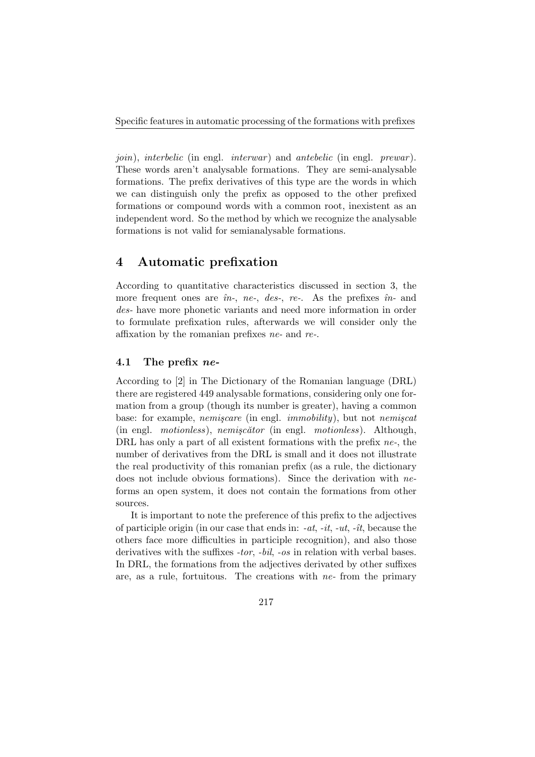*join*), *interbelic* (in engl. *interwar*) and *antebelic* (in engl. *prewar*). These words aren't analysable formations. They are semi-analysable formations. The prefix derivatives of this type are the words in which we can distinguish only the prefix as opposed to the other prefixed formations or compound words with a common root, inexistent as an independent word. So the method by which we recognize the analysable formations is not valid for semianalysable formations.

## 4 Automatic prefixation

According to quantitative characteristics discussed in section 3, the more frequent ones are *în-*, *ne-*, *des-*, *re-*. As the prefixes *în-* and *des-* have more phonetic variants and need more information in order to formulate prefixation rules, afterwards we will consider only the affixation by the romanian prefixes *ne-* and *re-*.

### 4.1 The prefix *ne-*

According to [2] in The Dictionary of the Romanian language (DRL) there are registered 449 analysable formations, considering only one formation from a group (though its number is greater), having a common base: for example, *nemişcare* (in engl. *immobility*), but not *nemişcat* (in engl. *motionless*), *nemişcător* (in engl. *motionless*). Although, DRL has only a part of all existent formations with the prefix *ne-*, the number of derivatives from the DRL is small and it does not illustrate the real productivity of this romanian prefix (as a rule, the dictionary does not include obvious formations). Since the derivation with *ne-* forms an open system, it does not contain the formations from other sources.

It is important to note the preference of this prefix to the adjectives of participle origin (in our case that ends in: *-at*, *-it*, *-ut*, *-ît*, because the others face more difficulties in participle recognition), and also those derivatives with the suffixes *-tor*, *-bil*, *-os* in relation with verbal bases. In DRL, the formations from the adjectives derivated by other suffixes are, as a rule, fortuitous. The creations with *ne-* from the primary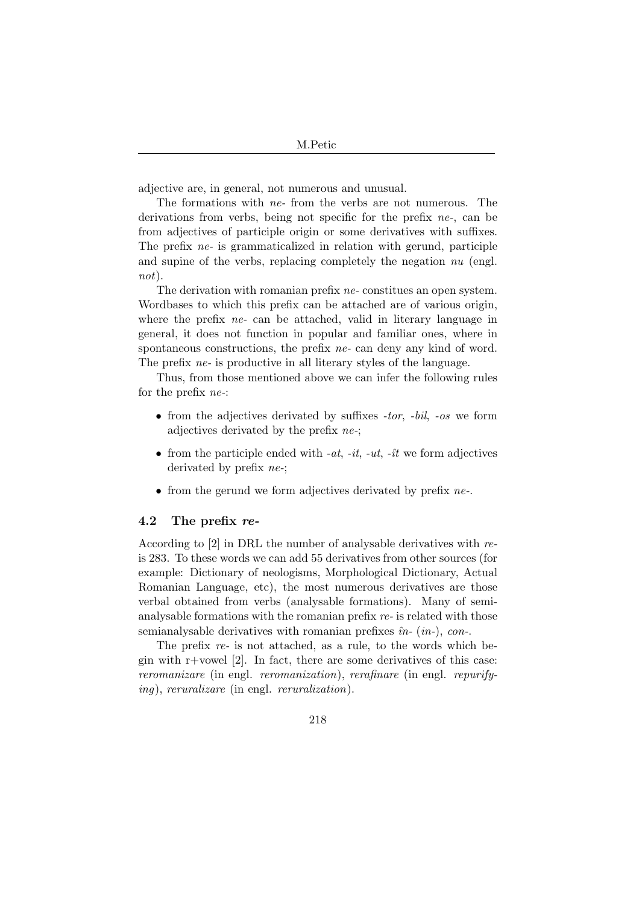adjective are, in general, not numerous and unusual.

The formations with *ne-* from the verbs are not numerous. The derivations from verbs, being not specific for the prefix *ne-*, can be from adjectives of participle origin or some derivatives with suffixes. The prefix *ne-* is grammaticalized in relation with gerund, participle and supine of the verbs, replacing completely the negation *nu* (engl. *not*).

The derivation with romanian prefix *ne-* constitues an open system. Wordbases to which this prefix can be attached are of various origin, where the prefix *ne-* can be attached, valid in literary language in general, it does not function in popular and familiar ones, where in spontaneous constructions, the prefix *ne-* can deny any kind of word. The prefix *ne-* is productive in all literary styles of the language.

Thus, from those mentioned above we can infer the following rules for the prefix *ne-*:

- from the adjectives derivated by suffixes *-tor*, *-bil*, *-os* we form adjectives derivated by the prefix *ne-*;
- from the participle ended with *-at*, *-it*, *-ut*, *-ît* we form adjectives derivated by prefix *ne-*;
- from the gerund we form adjectives derivated by prefix *ne-*.

### 4.2 The prefix *re-*

According to [2] in DRL the number of analysable derivatives with *re-* is 283. To these words we can add 55 derivatives from other sources (for example: Dictionary of neologisms, Morphological Dictionary, Actual Romanian Language, etc), the most numerous derivatives are those verbal obtained from verbs (analysable formations). Many of semianalysable formations with the romanian prefix *re-* is related with those semianalysable derivatives with romanian prefixes *în-* (*in-*), *con-*.

The prefix *re-* is not attached, as a rule, to the words which begin with r+vowel [2]. In fact, there are some derivatives of this case: *reromanizare* (in engl. *reromanization*), *rerafinare* (in engl. *repurifying*), *reruralizare* (in engl. *reruralization*).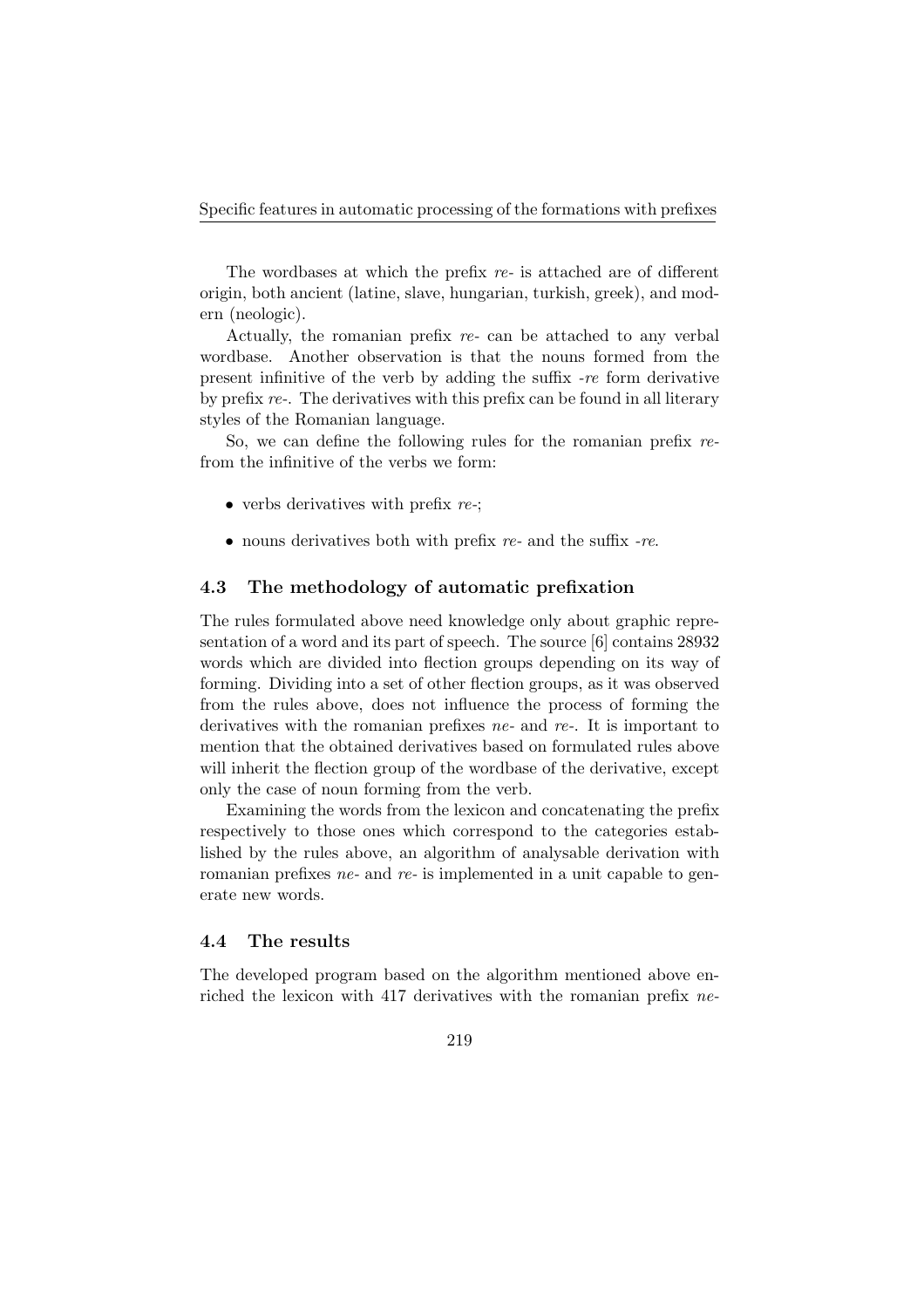The wordbases at which the prefix *re-* is attached are of different origin, both ancient (latine, slave, hungarian, turkish, greek), and modern (neologic).

Actually, the romanian prefix *re-* can be attached to any verbal wordbase. Another observation is that the nouns formed from the present infinitive of the verb by adding the suffix *-re* form derivative by prefix *re-*. The derivatives with this prefix can be found in all literary styles of the Romanian language.

So, we can define the following rules for the romanian prefix *re-* from the infinitive of the verbs we form:

- verbs derivatives with prefix *re-*;
- nouns derivatives both with prefix *re-* and the suffix *-re*.

### 4.3 The methodology of automatic prefixation

The rules formulated above need knowledge only about graphic representation of a word and its part of speech. The source [6] contains 28932 words which are divided into flection groups depending on its way of forming. Dividing into a set of other flection groups, as it was observed from the rules above, does not influence the process of forming the derivatives with the romanian prefixes *ne-* and *re-*. It is important to mention that the obtained derivatives based on formulated rules above will inherit the flection group of the wordbase of the derivative, except only the case of noun forming from the verb.

Examining the words from the lexicon and concatenating the prefix respectively to those ones which correspond to the categories established by the rules above, an algorithm of analysable derivation with romanian prefixes *ne-* and *re-* is implemented in a unit capable to generate new words.

### 4.4 The results

The developed program based on the algorithm mentioned above enriched the lexicon with 417 derivatives with the romanian prefix *ne-*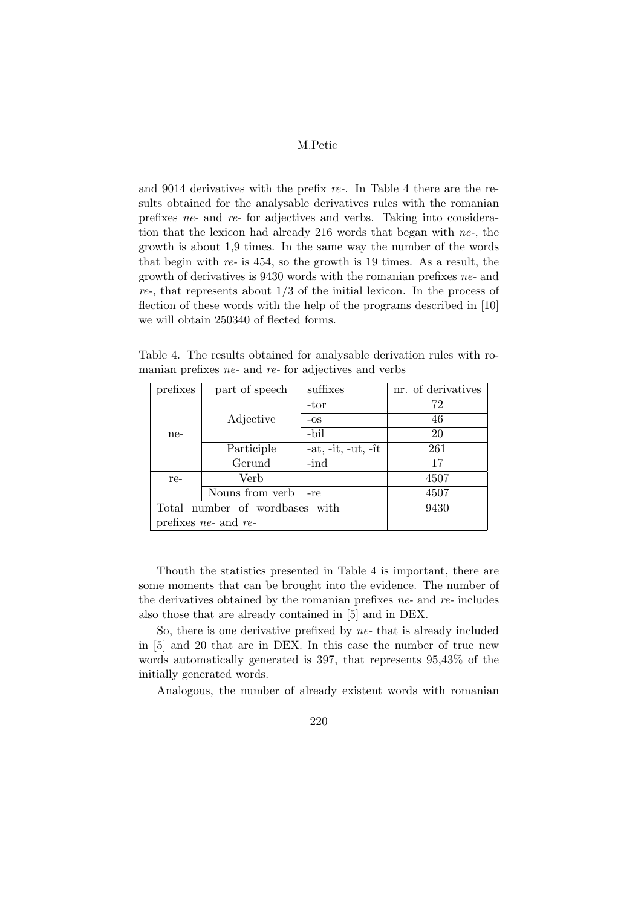and 9014 derivatives with the prefix *re-*. In Table 4 there are the results obtained for the analysable derivatives rules with the romanian prefixes *ne-* and *re-* for adjectives and verbs. Taking into consideration that the lexicon had already 216 words that began with *ne-*, the growth is about 1,9 times. In the same way the number of the words that begin with *re-* is 454, so the growth is 19 times. As a result, the growth of derivatives is 9430 words with the romanian prefixes *ne-* and *re-*, that represents about 1/3 of the initial lexicon. In the process of flection of these words with the help of the programs described in [10] we will obtain 250340 of flected forms.

Table 4. The results obtained for analysable derivation rules with romanian prefixes *ne-* and *re-* for adjectives and verbs

| prefixes | part of speech | suffixes | nr. of derivatives |
|---|---|---|---|
| ne- | Adjective | -tor | 72 |
| | | -os | 46 |
| | | -bil | 20 |
| | Participle | -at, -it, -ut, -ît | 261 |
| | Gerund | -ind | 17 |
| re- | Verb | | 4507 |
| | Nouns from verb | -re | 4507 |
| Total number of wordbases with prefixes *ne-* and *re-* | | | 9430 |

Thouth the statistics presented in Table 4 is important, there are some moments that can be brought into the evidence. The number of the derivatives obtained by the romanian prefixes *ne-* and *re-* includes also those that are already contained in [5] and in DEX.

So, there is one derivative prefixed by *ne-* that is already included in [5] and 20 that are in DEX. In this case the number of true new words automatically generated is 397, that represents 95,43% of the initially generated words.

Analogous, the number of already existent words with romanian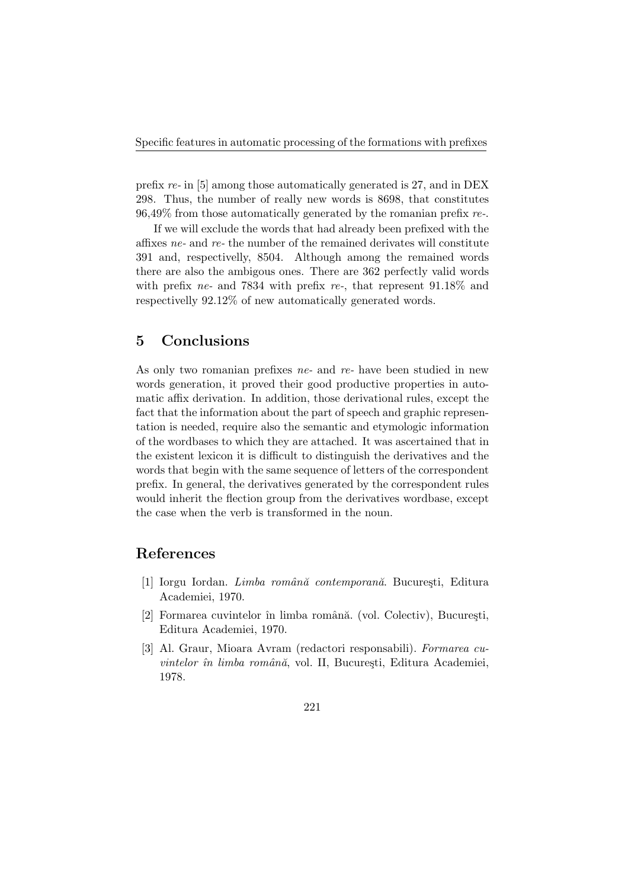prefix *re-* in [5] among those automatically generated is 27, and in DEX 298. Thus, the number of really new words is 8698, that constitutes 96,49% from those automatically generated by the romanian prefix *re-*.

If we will exclude the words that had already been prefixed with the affixes *ne-* and *re-* the number of the remained derivates will constitute 391 and, respectivelly, 8504. Although among the remained words there are also the ambigous ones. There are 362 perfectly valid words with prefix *ne-* and 7834 with prefix *re-*, that represent 91.18% and respectivelly 92.12% of new automatically generated words.

## 5 Conclusions

As only two romanian prefixes *ne-* and *re-* have been studied in new words generation, it proved their good productive properties in automatic affix derivation. In addition, those derivational rules, except the fact that the information about the part of speech and graphic representation is needed, require also the semantic and etymologic information of the wordbases to which they are attached. It was ascertained that in the existent lexicon it is difficult to distinguish the derivatives and the words that begin with the same sequence of letters of the correspondent prefix. In general, the derivatives generated by the correspondent rules would inherit the flection group from the derivatives wordbase, except the case when the verb is transformed in the noun.

## References

[1] Iorgu Iordan. *Limba română contemporană*. Bucureşti, Editura Academiei, 1970.

[2] Formarea cuvintelor în limba română. (vol. Colectiv), Bucureşti, Editura Academiei, 1970.

[3] Al. Graur, Mioara Avram (redactori responsabili). *Formarea cuvintelor în limba română*, vol. II, Bucureşti, Editura Academiei, 1978.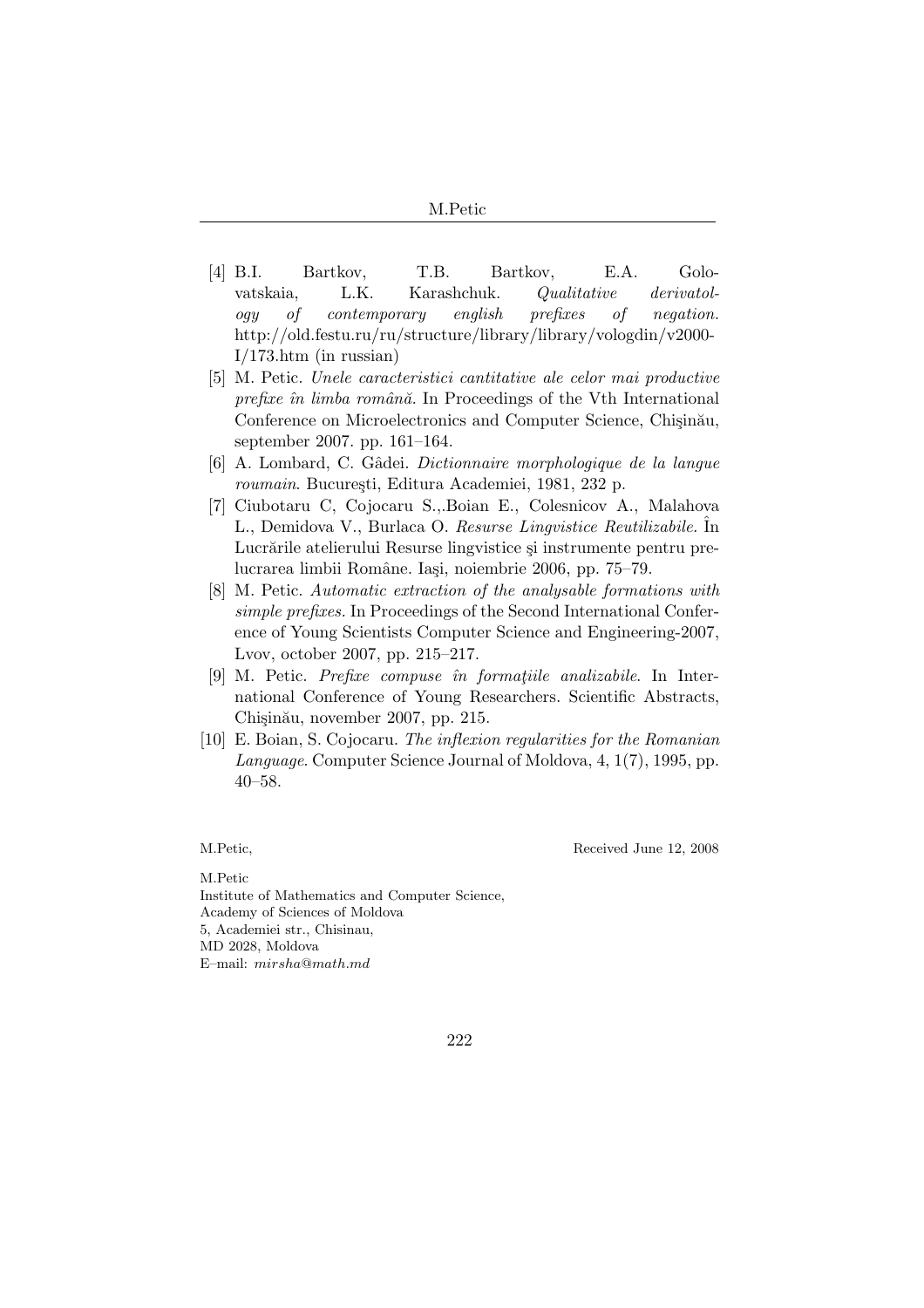[4] B.I. Bartkov, T.B. Bartkov, E.A. Golovatskaia, L.K. Karashchuk. *Qualitative derivatology of contemporary english prefixes of negation.* http://old.festu.ru/ru/structure/library/library/vologdin/v2000-I/173.htm (in russian)

[5] M. Petic. *Unele caracteristici cantitative ale celor mai productive prefixe în limba română.* In Proceedings of the Vth International Conference on Microelectronics and Computer Science, Chişinău, september 2007. pp. 161–164.

[6] A. Lombard, C. Gâdei. *Dictionnaire morphologique de la langue roumain.* Bucureşti, Editura Academiei, 1981, 232 p.

[7] Ciubotaru C, Cojocaru S.,.Boian E., Colesnicov A., Malahova L., Demidova V., Burlaca O. *Resurse Lingvistice Reutilizabile.* În Lucrările atelierului Resurse lingvistice şi instrumente pentru prelucrarea limbii Române. Iaşi, noiembrie 2006, pp. 75–79.

[8] M. Petic. *Automatic extraction of the analysable formations with simple prefixes.* In Proceedings of the Second International Conference of Young Scientists Computer Science and Engineering-2007, Lvov, october 2007, pp. 215–217.

[9] M. Petic. *Prefixe compuse în formaţiile analizabile.* In International Conference of Young Researchers. Scientific Abstracts, Chişinău, november 2007, pp. 215.

[10] E. Boian, S. Cojocaru. *The inflexion regularities for the Romanian Language.* Computer Science Journal of Moldova, 4, 1(7), 1995, pp. 40–58.

M.Petic, Received June 12, 2008

M.Petic
Institute of Mathematics and Computer Science,
Academy of Sciences of Moldova
5, Academiei str., Chisinau,
MD 2028, Moldova
E–mail: *mirsha@math.md*